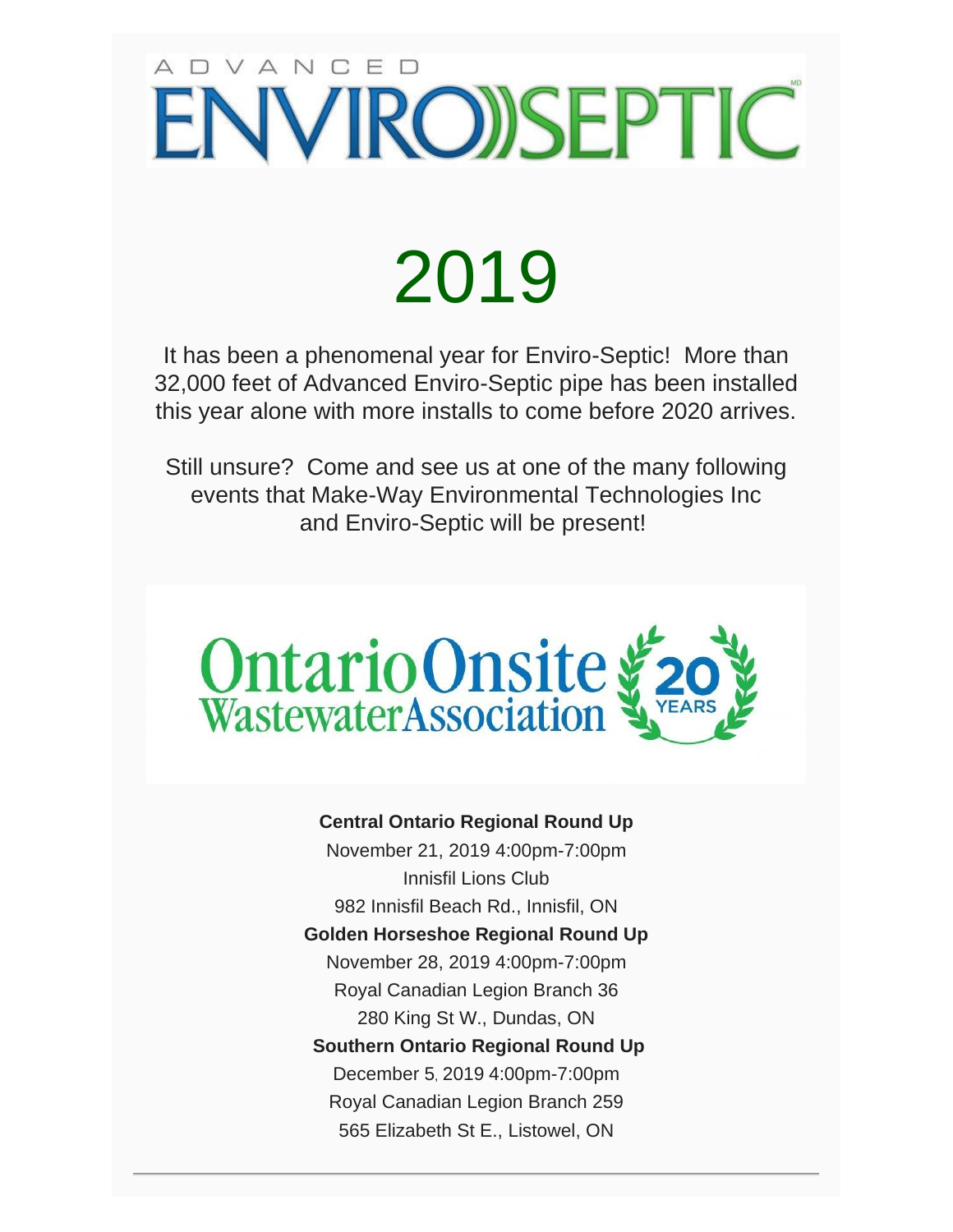ADVANCED ENVIRO SEPTIC

# 2019

It has been a phenomenal year for Enviro-Septic! More than 32,000 feet of Advanced Enviro-Septic pipe has been installed this year alone with more installs to come before 2020 arrives.

Still unsure? Come and see us at one of the many following events that Make-Way Environmental Technologies Inc and Enviro-Septic will be present!

Ontario Onsite Wastewater Association 20 YEARS

**Central Ontario Regional Round Up**
November 21, 2019 4:00pm-7:00pm
Innisfil Lions Club
982 Innisfil Beach Rd., Innisfil, ON

**Golden Horseshoe Regional Round Up**
November 28, 2019 4:00pm-7:00pm
Royal Canadian Legion Branch 36
280 King St W., Dundas, ON

**Southern Ontario Regional Round Up**
December 5, 2019 4:00pm-7:00pm
Royal Canadian Legion Branch 259
565 Elizabeth St E., Listowel, ON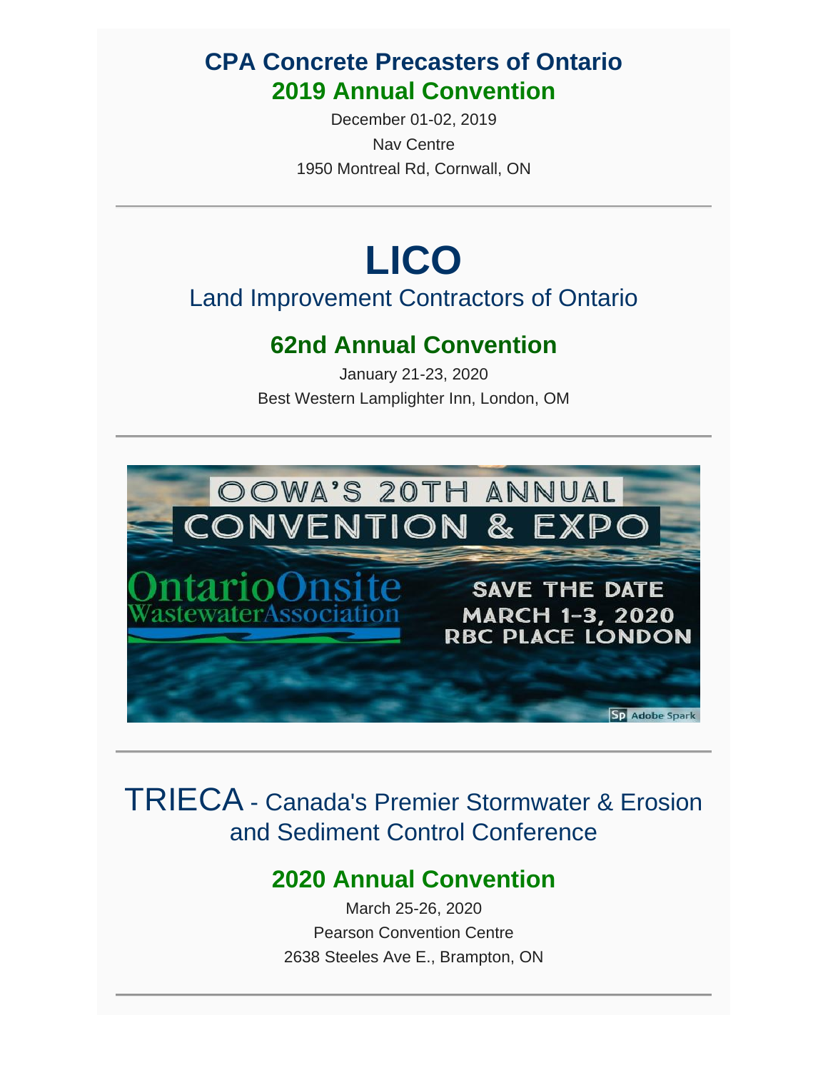## CPA Concrete Precasters of Ontario
## 2019 Annual Convention

December 01-02, 2019

Nav Centre

1950 Montreal Rd, Cornwall, ON

---

# LICO

Land Improvement Contractors of Ontario

## 62nd Annual Convention

January 21-23, 2020

Best Western Lamplighter Inn, London, OM

---

OOWA'S 20TH ANNUAL

CONVENTION & EXPO

OntarioOnsite WastewaterAssociation

SAVE THE DATE

MARCH 1-3, 2020

RBC PLACE LONDON

Adobe Spark

---

TRIECA - Canada's Premier Stormwater & Erosion and Sediment Control Conference

## 2020 Annual Convention

March 25-26, 2020

Pearson Convention Centre

2638 Steeles Ave E., Brampton, ON

---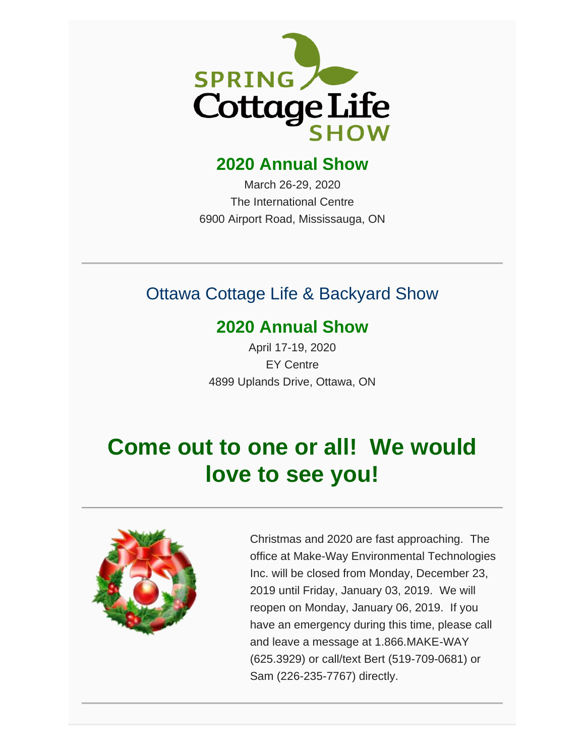SPRING Cottage Life SHOW

## 2020 Annual Show

March 26-29, 2020
The International Centre
6900 Airport Road, Mississauga, ON

---

## Ottawa Cottage Life & Backyard Show

## 2020 Annual Show

April 17-19, 2020
EY Centre
4899 Uplands Drive, Ottawa, ON

# Come out to one or all!  We would love to see you!

---

Christmas and 2020 are fast approaching.  The office at Make-Way Environmental Technologies Inc. will be closed from Monday, December 23, 2019 until Friday, January 03, 2019.  We will reopen on Monday, January 06, 2019.  If you have an emergency during this time, please call and leave a message at 1.866.MAKE-WAY (625.3929) or call/text Bert (519-709-0681) or Sam (226-235-7767) directly.

---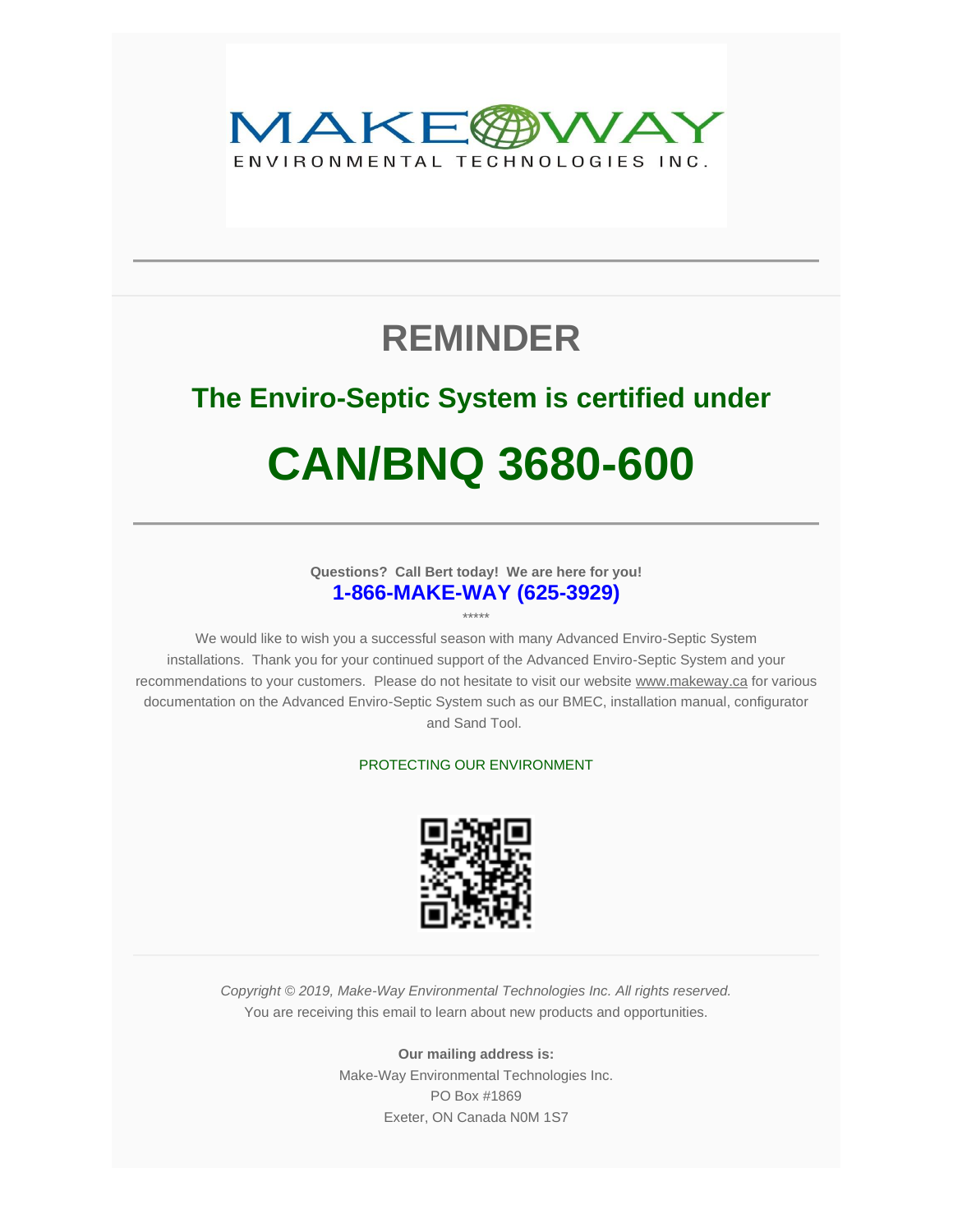# REMINDER

## The Enviro-Septic System is certified under

# CAN/BNQ 3680-600

**Questions? Call Bert today! We are here for you!**

**1-866-MAKE-WAY (625-3929)**

*****

We would like to wish you a successful season with many Advanced Enviro-Septic System installations. Thank you for your continued support of the Advanced Enviro-Septic System and your recommendations to your customers. Please do not hesitate to visit our website www.makeway.ca for various documentation on the Advanced Enviro-Septic System such as our BMEC, installation manual, configurator and Sand Tool.

PROTECTING OUR ENVIRONMENT

*Copyright © 2019, Make-Way Environmental Technologies Inc. All rights reserved.*

You are receiving this email to learn about new products and opportunities.

**Our mailing address is:**

Make-Way Environmental Technologies Inc.
PO Box #1869
Exeter, ON Canada N0M 1S7